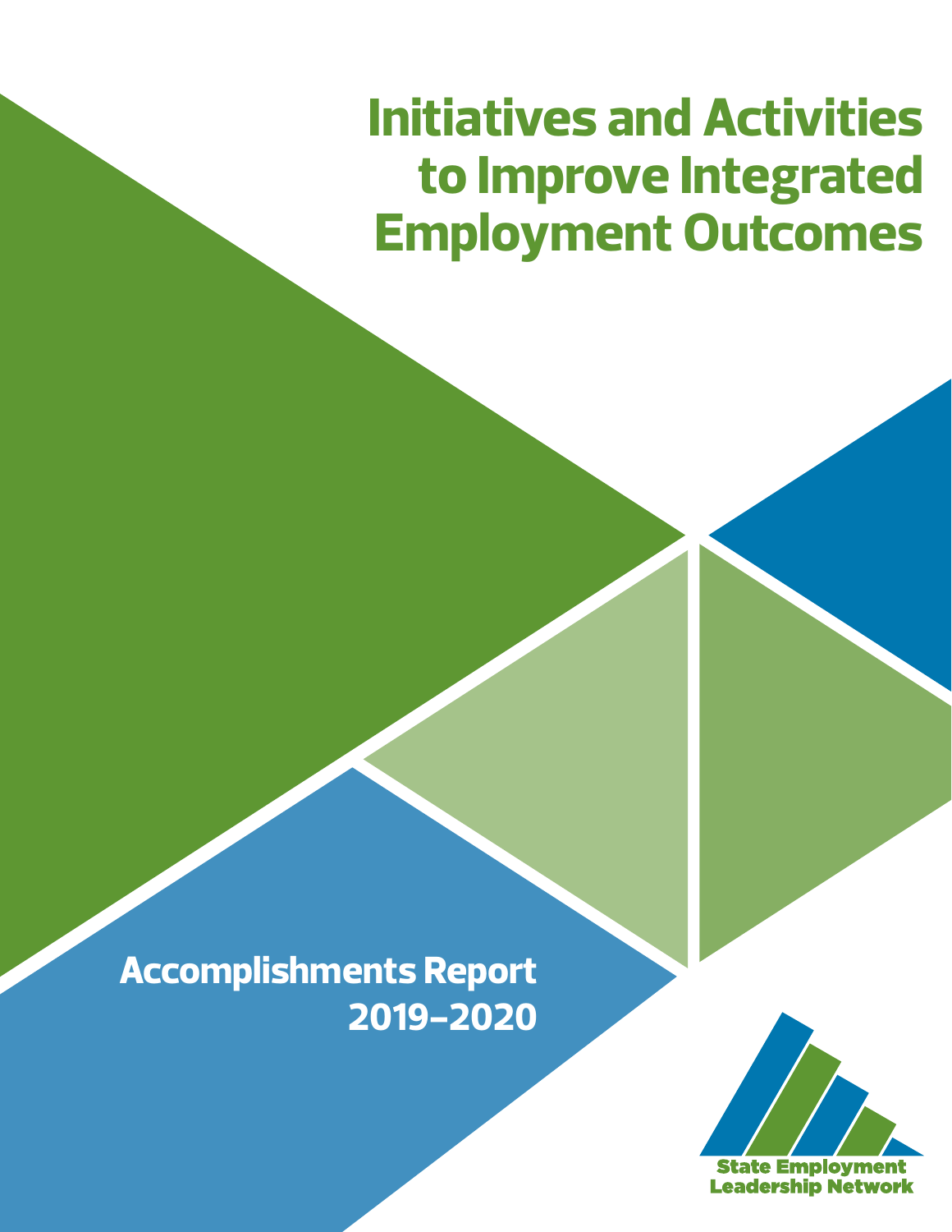# Initiatives and Activities to Improve Integrated Employment Outcomes

## Accomplishments Report 2019–2020

State Employment Leadership Network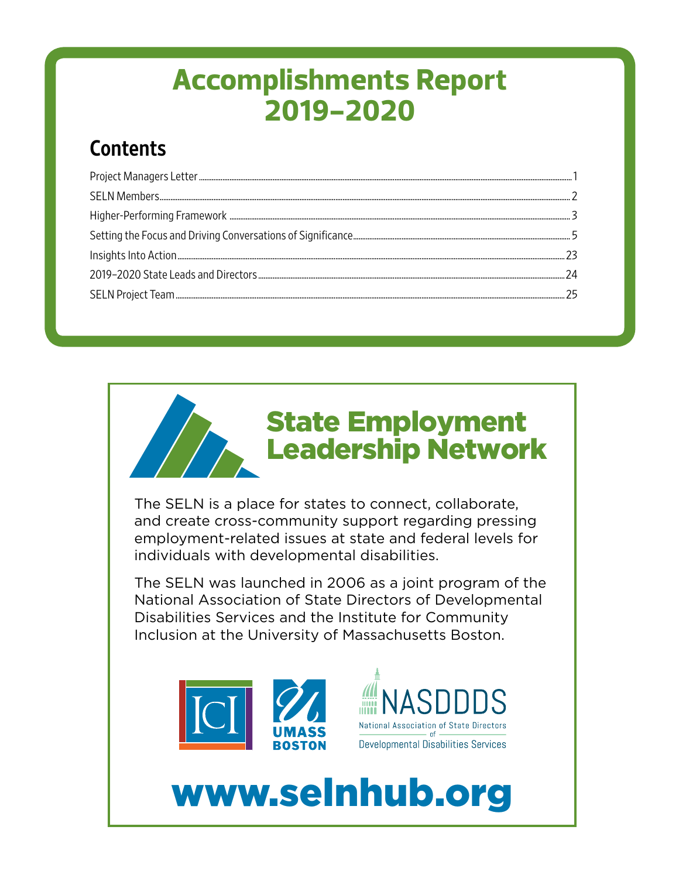# Accomplishments Report 2019–2020

## Contents

Project Managers Letter ........ 1

SELN Members ........ 2

Higher-Performing Framework ........ 3

Setting the Focus and Driving Conversations of Significance ........ 5

Insights Into Action ........ 23

2019–2020 State Leads and Directors ........ 24

SELN Project Team ........ 25

## State Employment Leadership Network

The SELN is a place for states to connect, collaborate, and create cross-community support regarding pressing employment-related issues at state and federal levels for individuals with developmental disabilities.

The SELN was launched in 2006 as a joint program of the National Association of State Directors of Developmental Disabilities Services and the Institute for Community Inclusion at the University of Massachusetts Boston.

ICI | UMASS BOSTON | NASDDDS National Association of State Directors of Developmental Disabilities Services

**www.selnhub.org**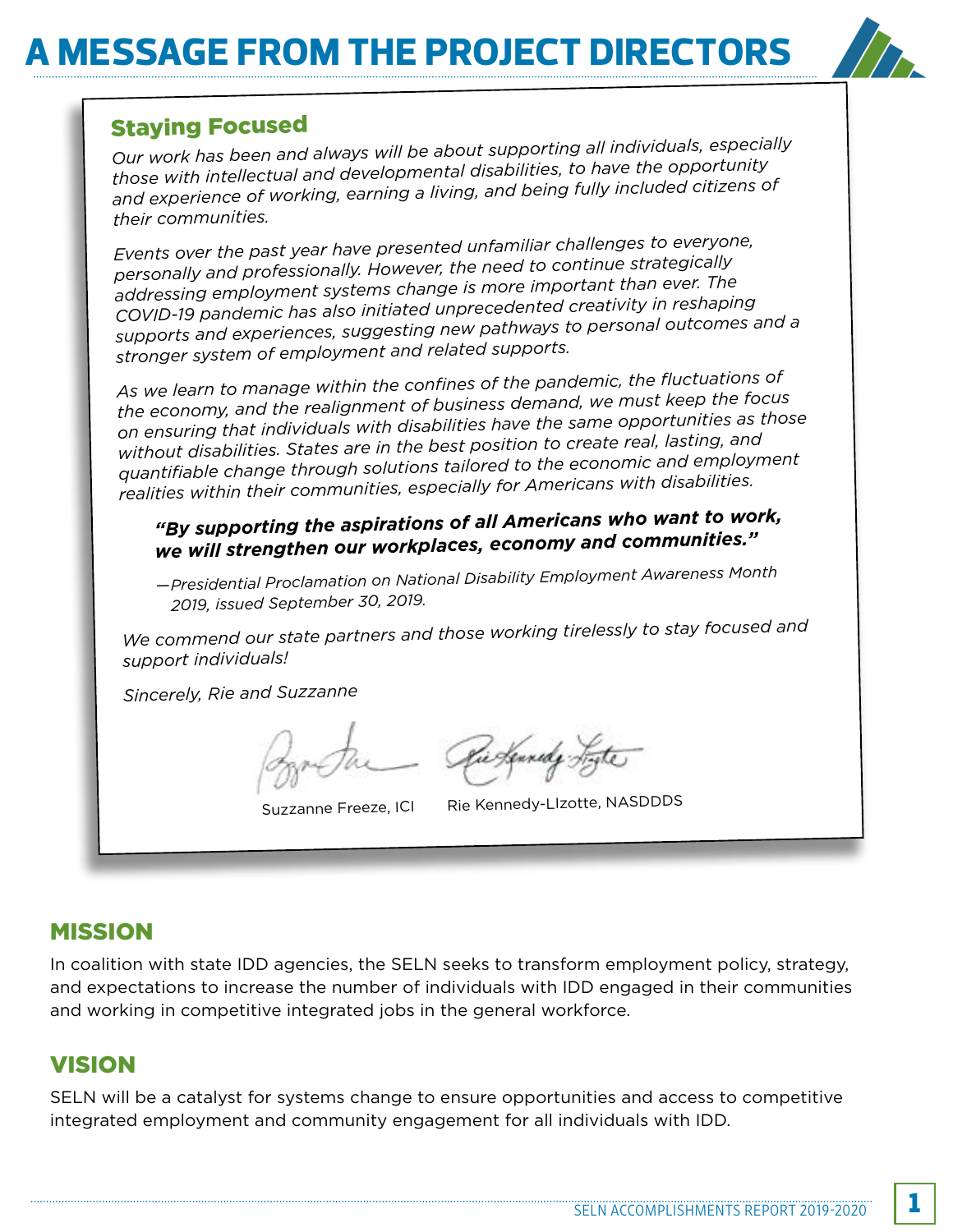# A MESSAGE FROM THE PROJECT DIRECTORS

## Staying Focused

*Our work has been and always will be about supporting all individuals, especially those with intellectual and developmental disabilities, to have the opportunity and experience of working, earning a living, and being fully included citizens of their communities.*

*Events over the past year have presented unfamiliar challenges to everyone, personally and professionally. However, the need to continue strategically addressing employment systems change is more important than ever. The COVID-19 pandemic has also initiated unprecedented creativity in reshaping supports and experiences, suggesting new pathways to personal outcomes and a stronger system of employment and related supports.*

*As we learn to manage within the confines of the pandemic, the fluctuations of the economy, and the realignment of business demand, we must keep the focus on ensuring that individuals with disabilities have the same opportunities as those without disabilities. States are in the best position to create real, lasting, and quantifiable change through solutions tailored to the economic and employment realities within their communities, especially for Americans with disabilities.*

> ***"By supporting the aspirations of all Americans who want to work, we will strengthen our workplaces, economy and communities."***
>
> *—Presidential Proclamation on National Disability Employment Awareness Month 2019, issued September 30, 2019.*

*We commend our state partners and those working tirelessly to stay focused and support individuals!*

*Sincerely, Rie and Suzzanne*

Suzzanne Freeze, ICI     Rie Kennedy-LIzotte, NASDDDS

## MISSION

In coalition with state IDD agencies, the SELN seeks to transform employment policy, strategy, and expectations to increase the number of individuals with IDD engaged in their communities and working in competitive integrated jobs in the general workforce.

## VISION

SELN will be a catalyst for systems change to ensure opportunities and access to competitive integrated employment and community engagement for all individuals with IDD.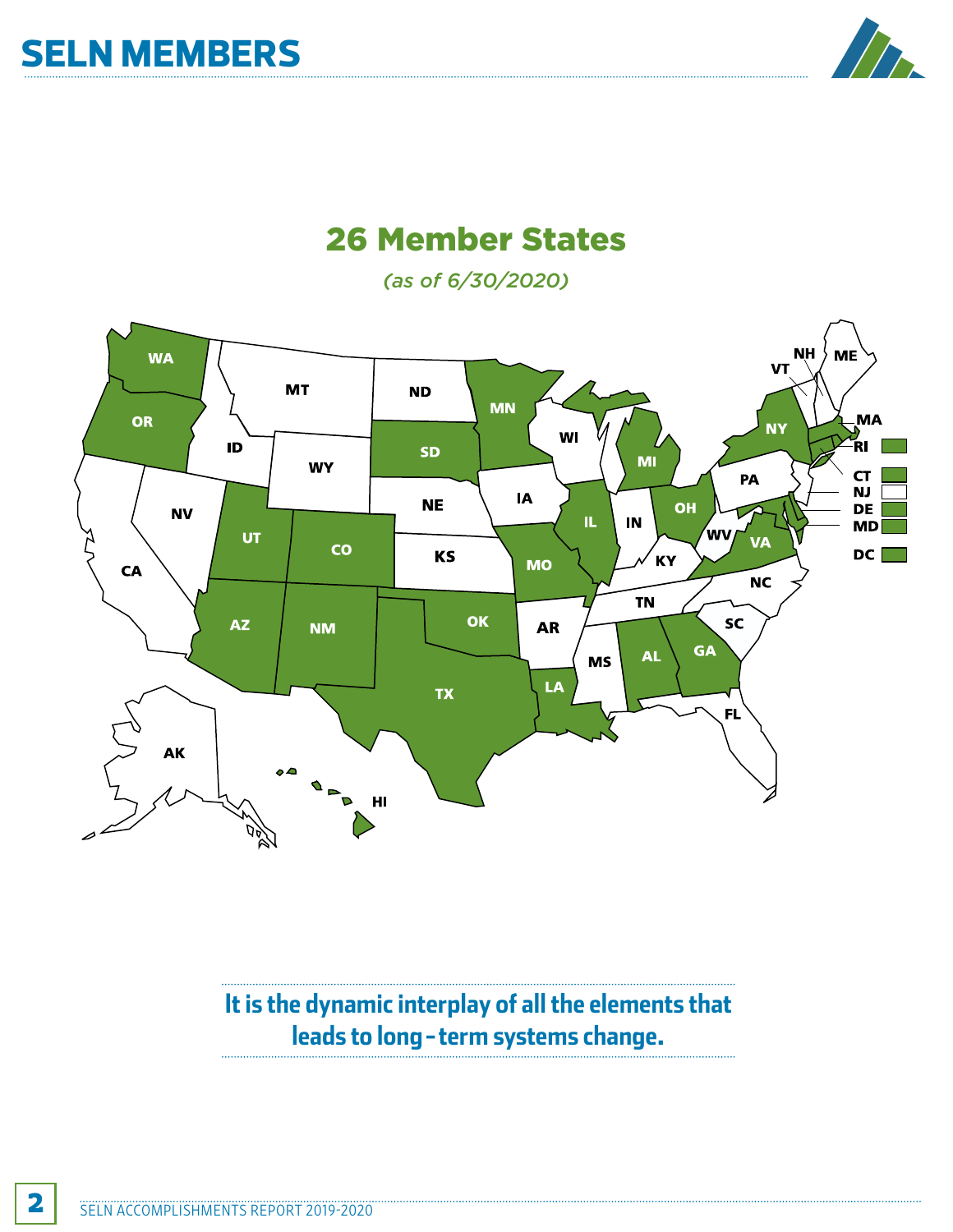# SELN MEMBERS

## 26 Member States

*(as of 6/30/2020)*

It is the dynamic interplay of all the elements that leads to long-term systems change.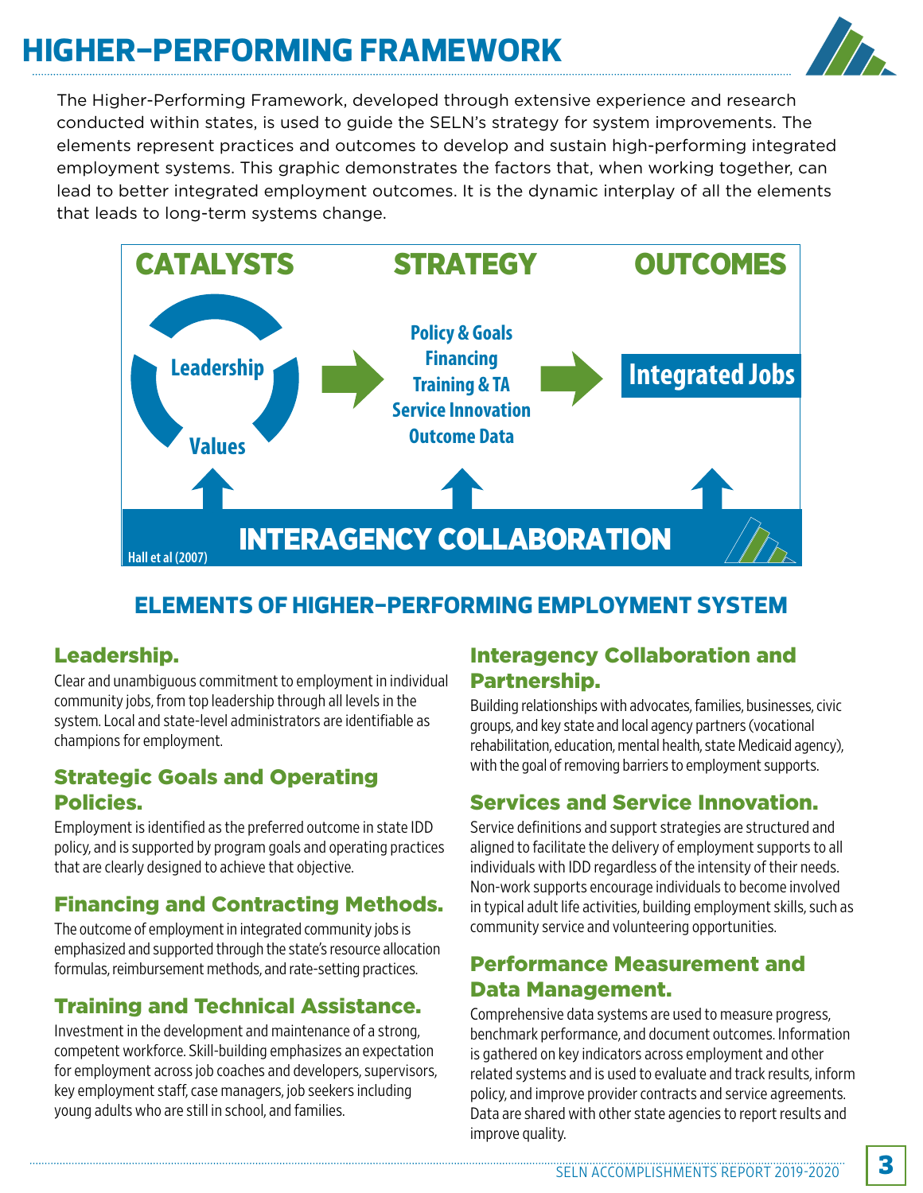# HIGHER-PERFORMING FRAMEWORK

The Higher-Performing Framework, developed through extensive experience and research conducted within states, is used to guide the SELN's strategy for system improvements. The elements represent practices and outcomes to develop and sustain high-performing integrated employment systems. This graphic demonstrates the factors that, when working together, can lead to better integrated employment outcomes. It is the dynamic interplay of all the elements that leads to long-term systems change.

**CATALYSTS**

- Leadership
- Values

**STRATEGY**

- Policy & Goals
- Financing
- Training & TA
- Service Innovation
- Outcome Data

**OUTCOMES**

- Integrated Jobs

**INTERAGENCY COLLABORATION**

Hall et al (2007)

## ELEMENTS OF HIGHER-PERFORMING EMPLOYMENT SYSTEM

### Leadership.

Clear and unambiguous commitment to employment in individual community jobs, from top leadership through all levels in the system. Local and state-level administrators are identifiable as champions for employment.

### Strategic Goals and Operating Policies.

Employment is identified as the preferred outcome in state IDD policy, and is supported by program goals and operating practices that are clearly designed to achieve that objective.

### Financing and Contracting Methods.

The outcome of employment in integrated community jobs is emphasized and supported through the state's resource allocation formulas, reimbursement methods, and rate-setting practices.

### Training and Technical Assistance.

Investment in the development and maintenance of a strong, competent workforce. Skill-building emphasizes an expectation for employment across job coaches and developers, supervisors, key employment staff, case managers, job seekers including young adults who are still in school, and families.

### Interagency Collaboration and Partnership.

Building relationships with advocates, families, businesses, civic groups, and key state and local agency partners (vocational rehabilitation, education, mental health, state Medicaid agency), with the goal of removing barriers to employment supports.

### Services and Service Innovation.

Service definitions and support strategies are structured and aligned to facilitate the delivery of employment supports to all individuals with IDD regardless of the intensity of their needs. Non-work supports encourage individuals to become involved in typical adult life activities, building employment skills, such as community service and volunteering opportunities.

### Performance Measurement and Data Management.

Comprehensive data systems are used to measure progress, benchmark performance, and document outcomes. Information is gathered on key indicators across employment and other related systems and is used to evaluate and track results, inform policy, and improve provider contracts and service agreements. Data are shared with other state agencies to report results and improve quality.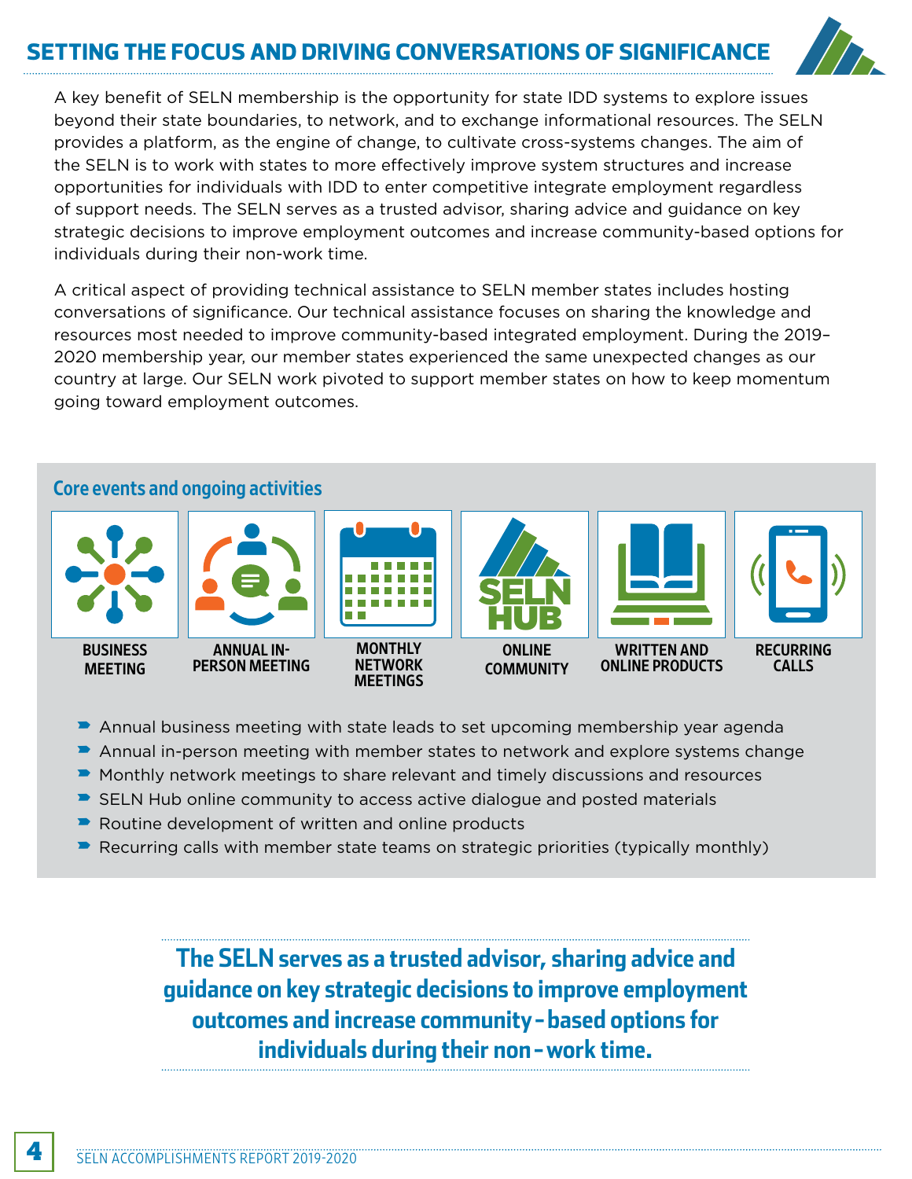## SETTING THE FOCUS AND DRIVING CONVERSATIONS OF SIGNIFICANCE

A key benefit of SELN membership is the opportunity for state IDD systems to explore issues beyond their state boundaries, to network, and to exchange informational resources. The SELN provides a platform, as the engine of change, to cultivate cross-systems changes. The aim of the SELN is to work with states to more effectively improve system structures and increase opportunities for individuals with IDD to enter competitive integrate employment regardless of support needs. The SELN serves as a trusted advisor, sharing advice and guidance on key strategic decisions to improve employment outcomes and increase community-based options for individuals during their non-work time.

A critical aspect of providing technical assistance to SELN member states includes hosting conversations of significance. Our technical assistance focuses on sharing the knowledge and resources most needed to improve community-based integrated employment. During the 2019–2020 membership year, our member states experienced the same unexpected changes as our country at large. Our SELN work pivoted to support member states on how to keep momentum going toward employment outcomes.

### Core events and ongoing activities

BUSINESS MEETING | ANNUAL IN-PERSON MEETING | MONTHLY NETWORK MEETINGS | ONLINE COMMUNITY | WRITTEN AND ONLINE PRODUCTS | RECURRING CALLS

- Annual business meeting with state leads to set upcoming membership year agenda
- Annual in-person meeting with member states to network and explore systems change
- Monthly network meetings to share relevant and timely discussions and resources
- SELN Hub online community to access active dialogue and posted materials
- Routine development of written and online products
- Recurring calls with member state teams on strategic priorities (typically monthly)

**The SELN serves as a trusted advisor, sharing advice and guidance on key strategic decisions to improve employment outcomes and increase community-based options for individuals during their non-work time.**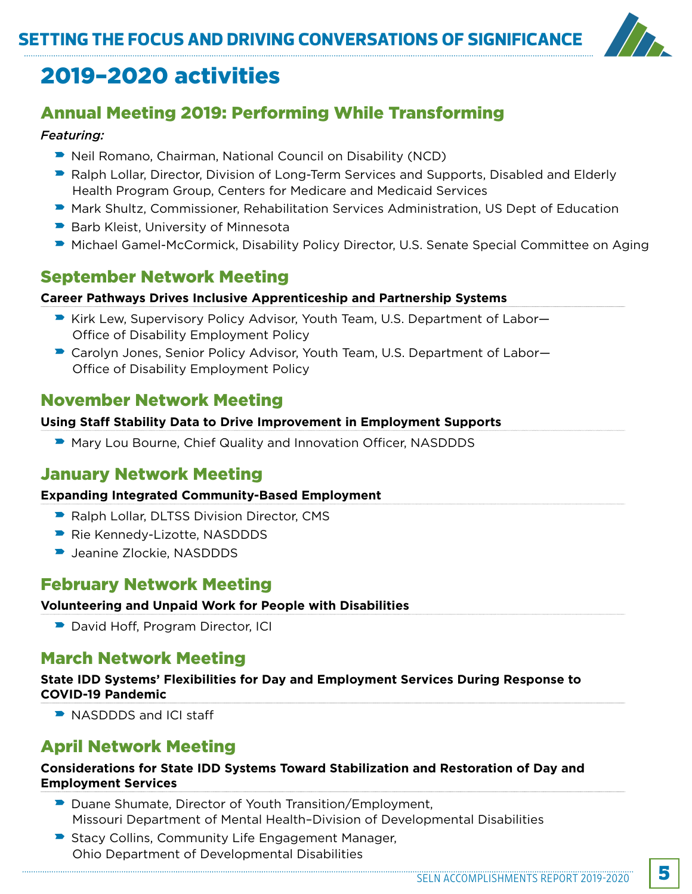# 2019–2020 activities

## Annual Meeting 2019: Performing While Transforming

*Featuring:*

- Neil Romano, Chairman, National Council on Disability (NCD)
- Ralph Lollar, Director, Division of Long-Term Services and Supports, Disabled and Elderly Health Program Group, Centers for Medicare and Medicaid Services
- Mark Shultz, Commissioner, Rehabilitation Services Administration, US Dept of Education
- Barb Kleist, University of Minnesota
- Michael Gamel-McCormick, Disability Policy Director, U.S. Senate Special Committee on Aging

## September Network Meeting

**Career Pathways Drives Inclusive Apprenticeship and Partnership Systems**

- Kirk Lew, Supervisory Policy Advisor, Youth Team, U.S. Department of Labor—Office of Disability Employment Policy
- Carolyn Jones, Senior Policy Advisor, Youth Team, U.S. Department of Labor—Office of Disability Employment Policy

## November Network Meeting

**Using Staff Stability Data to Drive Improvement in Employment Supports**

- Mary Lou Bourne, Chief Quality and Innovation Officer, NASDDDS

## January Network Meeting

**Expanding Integrated Community-Based Employment**

- Ralph Lollar, DLTSS Division Director, CMS
- Rie Kennedy-Lizotte, NASDDDS
- Jeanine Zlockie, NASDDDS

## February Network Meeting

**Volunteering and Unpaid Work for People with Disabilities**

- David Hoff, Program Director, ICI

## March Network Meeting

**State IDD Systems' Flexibilities for Day and Employment Services During Response to COVID-19 Pandemic**

- NASDDDS and ICI staff

## April Network Meeting

**Considerations for State IDD Systems Toward Stabilization and Restoration of Day and Employment Services**

- Duane Shumate, Director of Youth Transition/Employment, Missouri Department of Mental Health–Division of Developmental Disabilities
- Stacy Collins, Community Life Engagement Manager, Ohio Department of Developmental Disabilities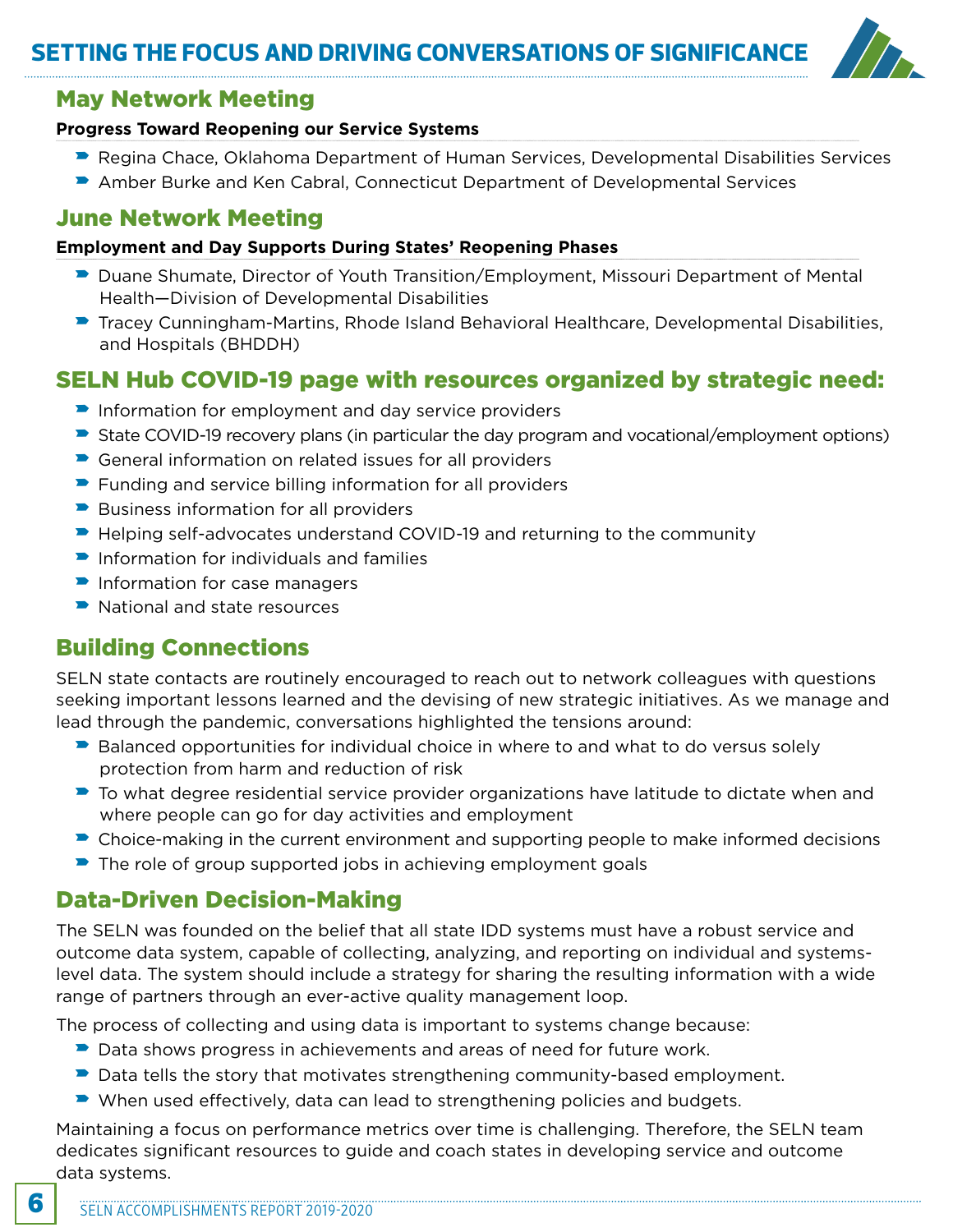# SETTING THE FOCUS AND DRIVING CONVERSATIONS OF SIGNIFICANCE

## May Network Meeting

**Progress Toward Reopening our Service Systems**

- Regina Chace, Oklahoma Department of Human Services, Developmental Disabilities Services
- Amber Burke and Ken Cabral, Connecticut Department of Developmental Services

## June Network Meeting

**Employment and Day Supports During States' Reopening Phases**

- Duane Shumate, Director of Youth Transition/Employment, Missouri Department of Mental Health—Division of Developmental Disabilities
- Tracey Cunningham-Martins, Rhode Island Behavioral Healthcare, Developmental Disabilities, and Hospitals (BHDDH)

## SELN Hub COVID-19 page with resources organized by strategic need:

- Information for employment and day service providers
- State COVID-19 recovery plans (in particular the day program and vocational/employment options)
- General information on related issues for all providers
- Funding and service billing information for all providers
- Business information for all providers
- Helping self-advocates understand COVID-19 and returning to the community
- Information for individuals and families
- Information for case managers
- National and state resources

## Building Connections

SELN state contacts are routinely encouraged to reach out to network colleagues with questions seeking important lessons learned and the devising of new strategic initiatives. As we manage and lead through the pandemic, conversations highlighted the tensions around:

- Balanced opportunities for individual choice in where to and what to do versus solely protection from harm and reduction of risk
- To what degree residential service provider organizations have latitude to dictate when and where people can go for day activities and employment
- Choice-making in the current environment and supporting people to make informed decisions
- The role of group supported jobs in achieving employment goals

## Data-Driven Decision-Making

The SELN was founded on the belief that all state IDD systems must have a robust service and outcome data system, capable of collecting, analyzing, and reporting on individual and systems-level data. The system should include a strategy for sharing the resulting information with a wide range of partners through an ever-active quality management loop.

The process of collecting and using data is important to systems change because:

- Data shows progress in achievements and areas of need for future work.
- Data tells the story that motivates strengthening community-based employment.
- When used effectively, data can lead to strengthening policies and budgets.

Maintaining a focus on performance metrics over time is challenging. Therefore, the SELN team dedicates significant resources to guide and coach states in developing service and outcome data systems.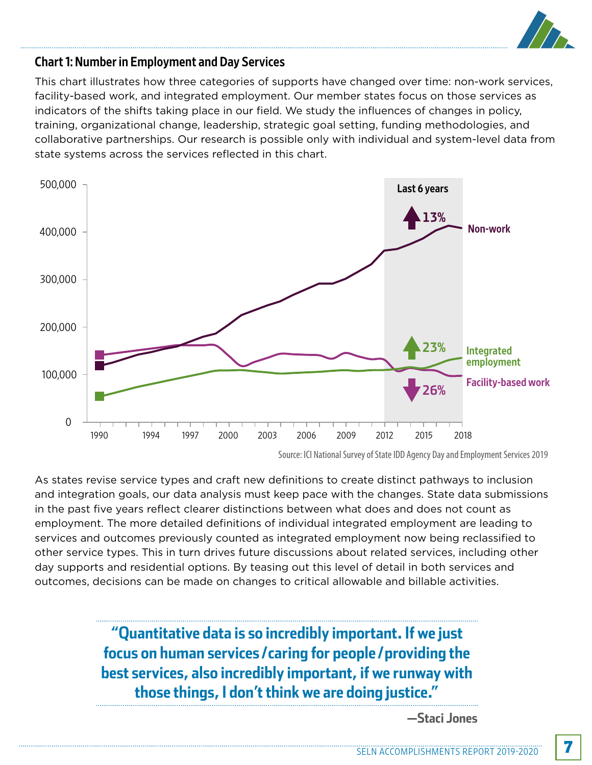## Chart 1: Number in Employment and Day Services

This chart illustrates how three categories of supports have changed over time: non-work services, facility-based work, and integrated employment. Our member states focus on those services as indicators of the shifts taking place in our field. We study the influences of changes in policy, training, organizational change, leadership, strategic goal setting, funding methodologies, and collaborative partnerships. Our research is possible only with individual and system-level data from state systems across the services reflected in this chart.

Last 6 years

13% Non-work

23% Integrated employment

26% Facility-based work

Source: ICI National Survey of State IDD Agency Day and Employment Services 2019

As states revise service types and craft new definitions to create distinct pathways to inclusion and integration goals, our data analysis must keep pace with the changes. State data submissions in the past five years reflect clearer distinctions between what does and does not count as employment. The more detailed definitions of individual integrated employment are leading to services and outcomes previously counted as integrated employment now being reclassified to other service types. This in turn drives future discussions about related services, including other day supports and residential options. By teasing out this level of detail in both services and outcomes, decisions can be made on changes to critical allowable and billable activities.

> **"Quantitative data is so incredibly important. If we just focus on human services / caring for people / providing the best services, also incredibly important, if we runway with those things, I don't think we are doing justice."**
>
> **—Staci Jones**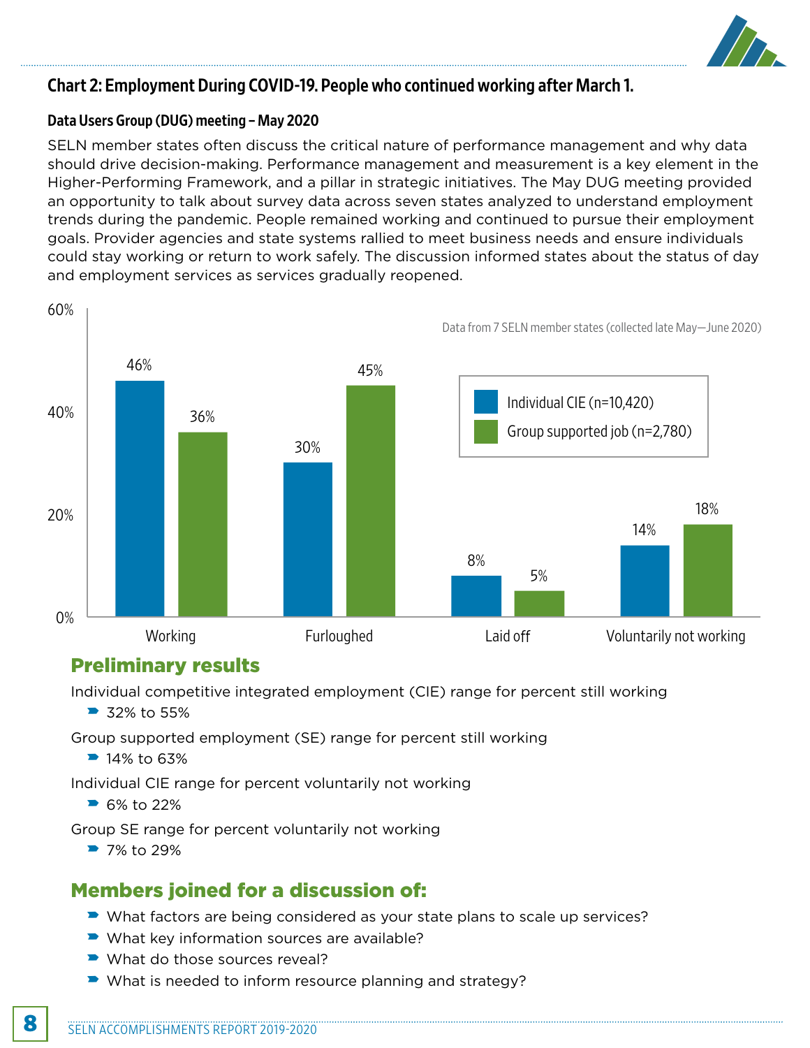## Chart 2: Employment During COVID-19. People who continued working after March 1.

### Data Users Group (DUG) meeting – May 2020

SELN member states often discuss the critical nature of performance management and why data should drive decision-making. Performance management and measurement is a key element in the Higher-Performing Framework, and a pillar in strategic initiatives. The May DUG meeting provided an opportunity to talk about survey data across seven states analyzed to understand employment trends during the pandemic. People remained working and continued to pursue their employment goals. Provider agencies and state systems rallied to meet business needs and ensure individuals could stay working or return to work safely. The discussion informed states about the status of day and employment services as services gradually reopened.

Data from 7 SELN member states (collected late May—June 2020)

| | Individual CIE (n=10,420) | Group supported job (n=2,780) |
|---|---|---|
| Working | 46% | 36% |
| Furloughed | 30% | 45% |
| Laid off | 8% | 5% |
| Voluntarily not working | 14% | 18% |

## Preliminary results

Individual competitive integrated employment (CIE) range for percent still working

- 32% to 55%

Group supported employment (SE) range for percent still working

- 14% to 63%

Individual CIE range for percent voluntarily not working

- 6% to 22%

Group SE range for percent voluntarily not working

- 7% to 29%

## Members joined for a discussion of:

- What factors are being considered as your state plans to scale up services?
- What key information sources are available?
- What do those sources reveal?
- What is needed to inform resource planning and strategy?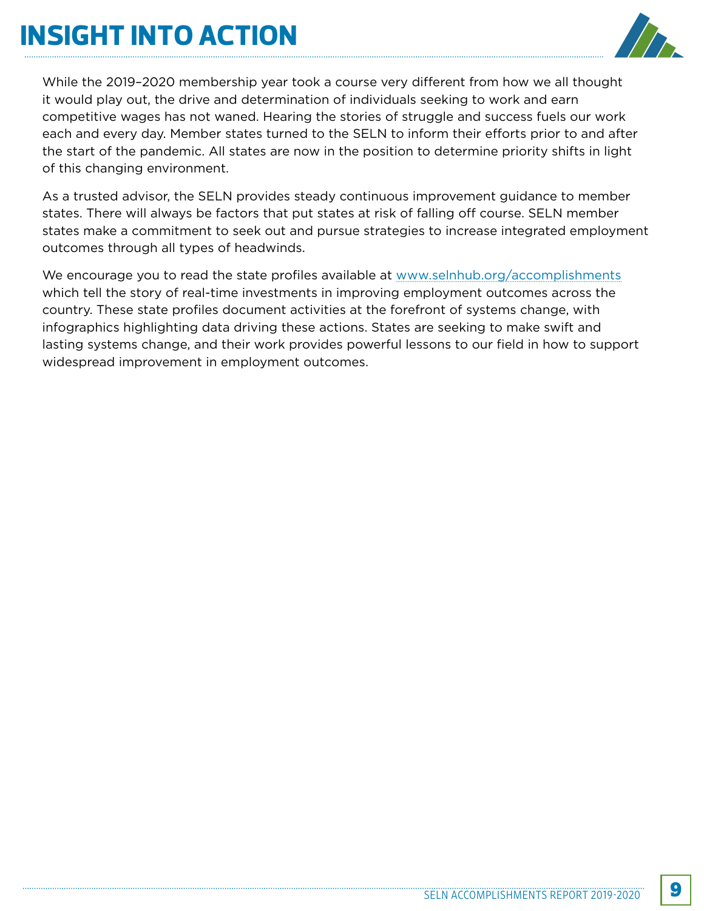# INSIGHT INTO ACTION

While the 2019–2020 membership year took a course very different from how we all thought it would play out, the drive and determination of individuals seeking to work and earn competitive wages has not waned. Hearing the stories of struggle and success fuels our work each and every day. Member states turned to the SELN to inform their efforts prior to and after the start of the pandemic. All states are now in the position to determine priority shifts in light of this changing environment.

As a trusted advisor, the SELN provides steady continuous improvement guidance to member states. There will always be factors that put states at risk of falling off course. SELN member states make a commitment to seek out and pursue strategies to increase integrated employment outcomes through all types of headwinds.

We encourage you to read the state profiles available at [www.selnhub.org/accomplishments](http://www.selnhub.org/accomplishments) which tell the story of real-time investments in improving employment outcomes across the country. These state profiles document activities at the forefront of systems change, with infographics highlighting data driving these actions. States are seeking to make swift and lasting systems change, and their work provides powerful lessons to our field in how to support widespread improvement in employment outcomes.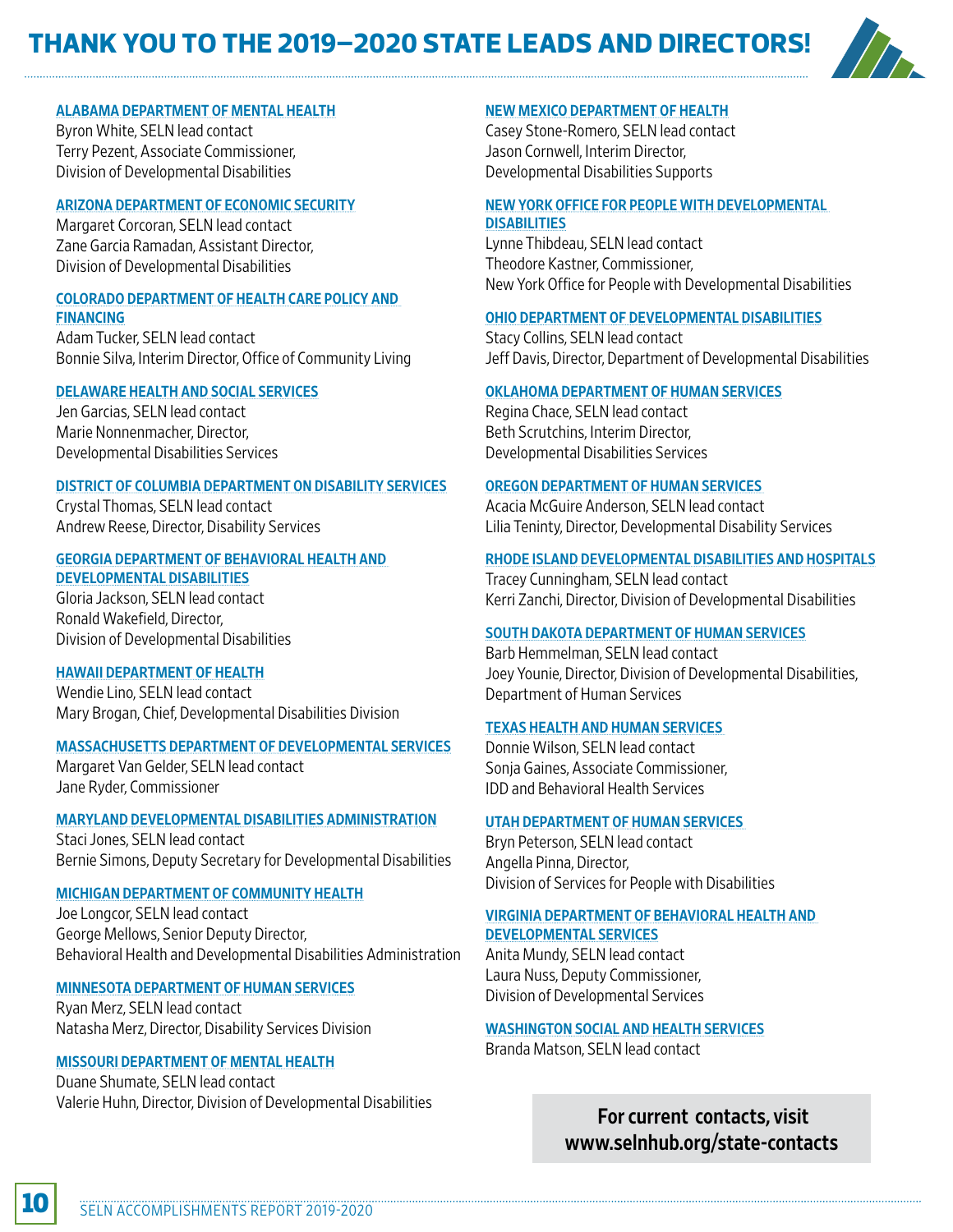# THANK YOU TO THE 2019–2020 STATE LEADS AND DIRECTORS!

**ALABAMA DEPARTMENT OF MENTAL HEALTH**
Byron White, SELN lead contact
Terry Pezent, Associate Commissioner,
Division of Developmental Disabilities

**ARIZONA DEPARTMENT OF ECONOMIC SECURITY**
Margaret Corcoran, SELN lead contact
Zane Garcia Ramadan, Assistant Director,
Division of Developmental Disabilities

**COLORADO DEPARTMENT OF HEALTH CARE POLICY AND FINANCING**
Adam Tucker, SELN lead contact
Bonnie Silva, Interim Director, Office of Community Living

**DELAWARE HEALTH AND SOCIAL SERVICES**
Jen Garcias, SELN lead contact
Marie Nonnenmacher, Director,
Developmental Disabilities Services

**DISTRICT OF COLUMBIA DEPARTMENT ON DISABILITY SERVICES**
Crystal Thomas, SELN lead contact
Andrew Reese, Director, Disability Services

**GEORGIA DEPARTMENT OF BEHAVIORAL HEALTH AND DEVELOPMENTAL DISABILITIES**
Gloria Jackson, SELN lead contact
Ronald Wakefield, Director,
Division of Developmental Disabilities

**HAWAII DEPARTMENT OF HEALTH**
Wendie Lino, SELN lead contact
Mary Brogan, Chief, Developmental Disabilities Division

**MASSACHUSETTS DEPARTMENT OF DEVELOPMENTAL SERVICES**
Margaret Van Gelder, SELN lead contact
Jane Ryder, Commissioner

**MARYLAND DEVELOPMENTAL DISABILITIES ADMINISTRATION**
Staci Jones, SELN lead contact
Bernie Simons, Deputy Secretary for Developmental Disabilities

**MICHIGAN DEPARTMENT OF COMMUNITY HEALTH**
Joe Longcor, SELN lead contact
George Mellows, Senior Deputy Director,
Behavioral Health and Developmental Disabilities Administration

**MINNESOTA DEPARTMENT OF HUMAN SERVICES**
Ryan Merz, SELN lead contact
Natasha Merz, Director, Disability Services Division

**MISSOURI DEPARTMENT OF MENTAL HEALTH**
Duane Shumate, SELN lead contact
Valerie Huhn, Director, Division of Developmental Disabilities

**NEW MEXICO DEPARTMENT OF HEALTH**
Casey Stone-Romero, SELN lead contact
Jason Cornwell, Interim Director,
Developmental Disabilities Supports

**NEW YORK OFFICE FOR PEOPLE WITH DEVELOPMENTAL DISABILITIES**
Lynne Thibdeau, SELN lead contact
Theodore Kastner, Commissioner,
New York Office for People with Developmental Disabilities

**OHIO DEPARTMENT OF DEVELOPMENTAL DISABILITIES**
Stacy Collins, SELN lead contact
Jeff Davis, Director, Department of Developmental Disabilities

**OKLAHOMA DEPARTMENT OF HUMAN SERVICES**
Regina Chace, SELN lead contact
Beth Scrutchins, Interim Director,
Developmental Disabilities Services

**OREGON DEPARTMENT OF HUMAN SERVICES**
Acacia McGuire Anderson, SELN lead contact
Lilia Teninty, Director, Developmental Disability Services

**RHODE ISLAND DEVELOPMENTAL DISABILITIES AND HOSPITALS**
Tracey Cunningham, SELN lead contact
Kerri Zanchi, Director, Division of Developmental Disabilities

**SOUTH DAKOTA DEPARTMENT OF HUMAN SERVICES**
Barb Hemmelman, SELN lead contact
Joey Younie, Director, Division of Developmental Disabilities,
Department of Human Services

**TEXAS HEALTH AND HUMAN SERVICES**
Donnie Wilson, SELN lead contact
Sonja Gaines, Associate Commissioner,
IDD and Behavioral Health Services

**UTAH DEPARTMENT OF HUMAN SERVICES**
Bryn Peterson, SELN lead contact
Angella Pinna, Director,
Division of Services for People with Disabilities

**VIRGINIA DEPARTMENT OF BEHAVIORAL HEALTH AND DEVELOPMENTAL SERVICES**
Anita Mundy, SELN lead contact
Laura Nuss, Deputy Commissioner,
Division of Developmental Services

**WASHINGTON SOCIAL AND HEALTH SERVICES**
Branda Matson, SELN lead contact

**For current contacts, visit www.selnhub.org/state-contacts**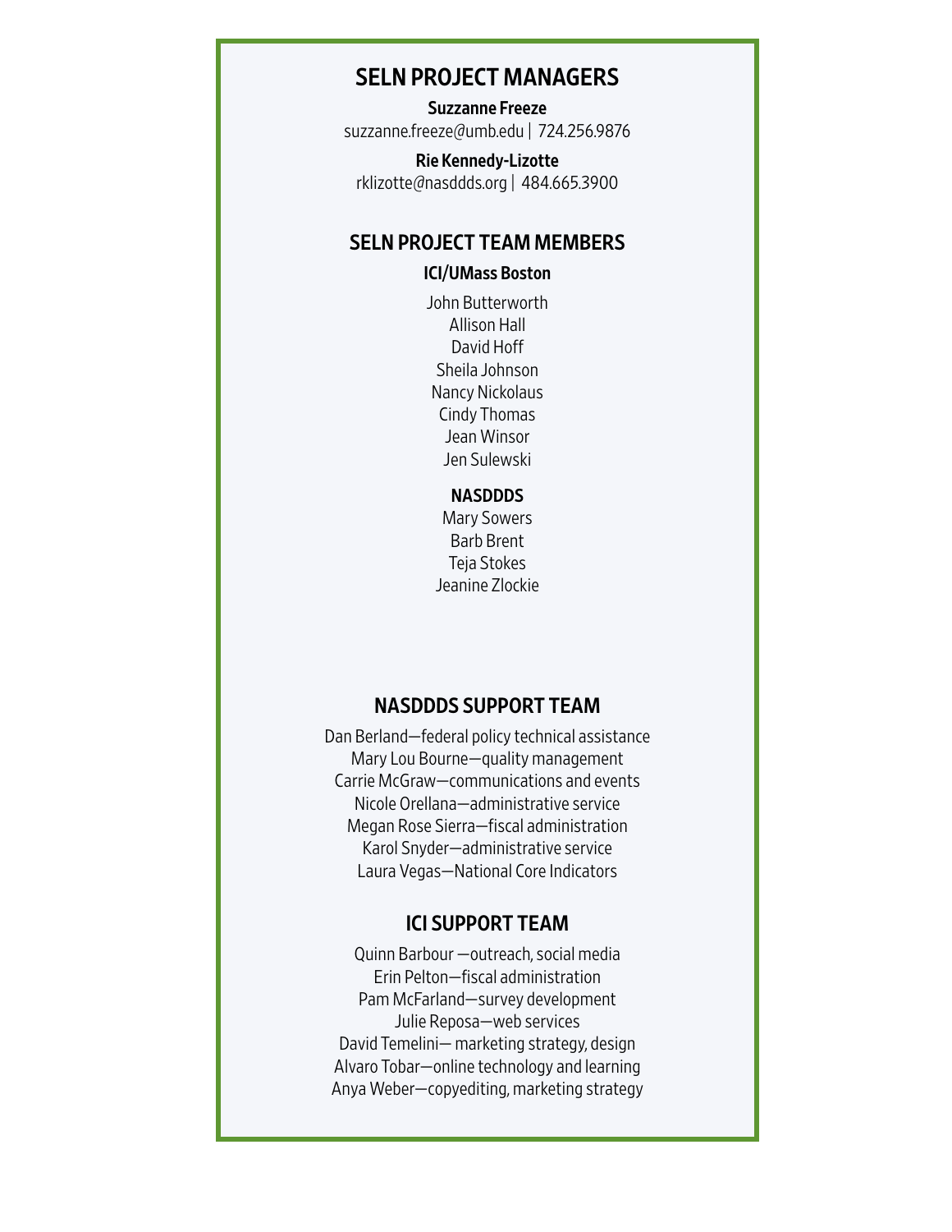## SELN PROJECT MANAGERS

**Suzzanne Freeze**
suzzanne.freeze@umb.edu | 724.256.9876

**Rie Kennedy-Lizotte**
rklizotte@nasddds.org | 484.665.3900

## SELN PROJECT TEAM MEMBERS

**ICI/UMass Boston**

John Butterworth
Allison Hall
David Hoff
Sheila Johnson
Nancy Nickolaus
Cindy Thomas
Jean Winsor
Jen Sulewski

**NASDDDS**

Mary Sowers
Barb Brent
Teja Stokes
Jeanine Zlockie

## NASDDDS SUPPORT TEAM

Dan Berland—federal policy technical assistance
Mary Lou Bourne—quality management
Carrie McGraw—communications and events
Nicole Orellana—administrative service
Megan Rose Sierra—fiscal administration
Karol Snyder—administrative service
Laura Vegas—National Core Indicators

## ICI SUPPORT TEAM

Quinn Barbour —outreach, social media
Erin Pelton—fiscal administration
Pam McFarland—survey development
Julie Reposa—web services
David Temelini— marketing strategy, design
Alvaro Tobar—online technology and learning
Anya Weber—copyediting, marketing strategy